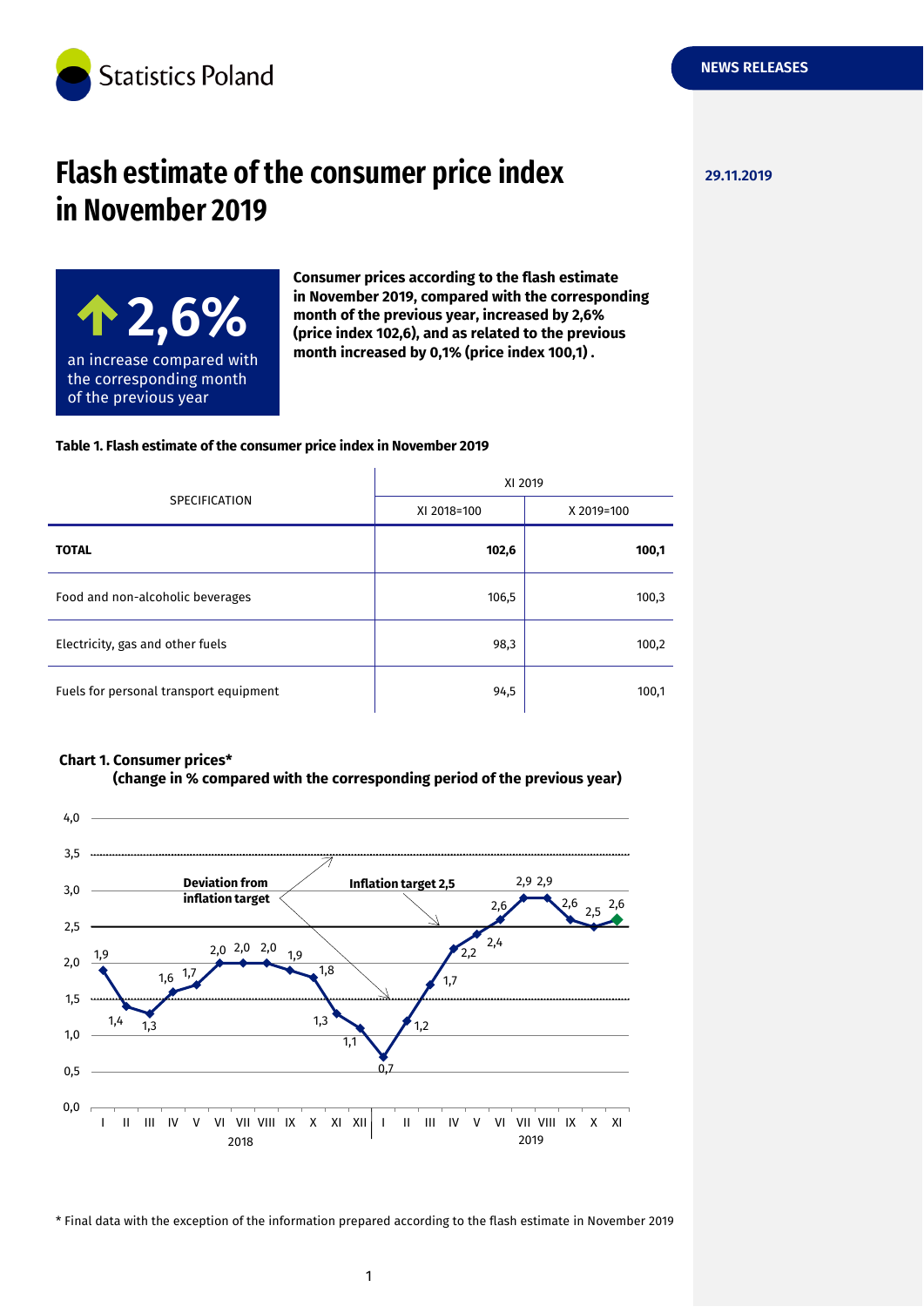Statistics Poland

NEWS RELEASES

29.11.2019

# Flash estimate of the consumer price index in November 2019

**2,6%**
an increase compared with the corresponding month of the previous year

**Consumer prices according to the flash estimate in November 2019, compared with the corresponding month of the previous year, increased by 2,6% (price index 102,6), and as related to the previous month increased by 0,1% (price index 100,1) .**

**Table 1. Flash estimate of the consumer price index in November 2019**

| SPECIFICATION | XI 2019 | |
|---|---|---|
| | XI 2018=100 | X 2019=100 |
| **TOTAL** | **102,6** | **100,1** |
| Food and non-alcoholic beverages | 106,5 | 100,3 |
| Electricity, gas and other fuels | 98,3 | 100,2 |
| Fuels for personal transport equipment | 94,5 | 100,1 |

**Chart 1. Consumer prices***
**(change in % compared with the corresponding period of the previous year)**

| | I | II | III | IV | V | VI | VII | VIII | IX | X | XI | XII |
|---|---|---|---|---|---|---|---|---|---|---|---|---|
| 2018 | 1,9 | 1,4 | 1,3 | 1,6 | 1,7 | 2,0 | 2,0 | 2,0 | 1,9 | 1,8 | 1,3 | 1,1 |
| 2019 | 0,7 | 1,2 | 1,7 | 2,2 | 2,4 | 2,6 | 2,9 | 2,9 | 2,6 | 2,5 | 2,6 | |

Inflation target 2,5; Deviation from inflation target (1,5–3,5)

\* Final data with the exception of the information prepared according to the flash estimate in November 2019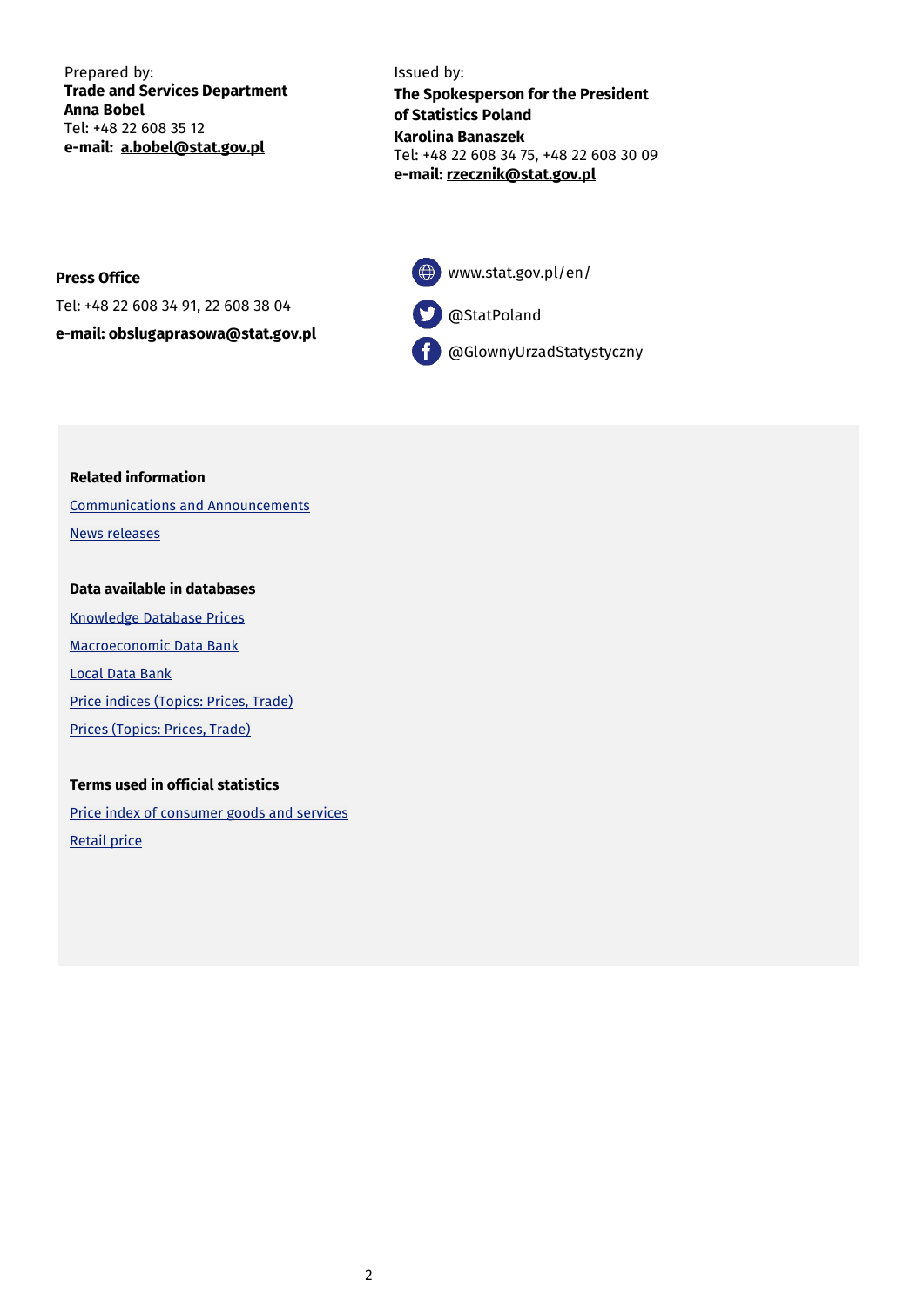Prepared by:
**Trade and Services Department**
**Anna Bobel**
Tel: +48 22 608 35 12
**e-mail: a.bobel@stat.gov.pl**

Issued by:
**The Spokesperson for the President of Statistics Poland**
**Karolina Banaszek**
Tel: +48 22 608 34 75, +48 22 608 30 09
**e-mail: rzecznik@stat.gov.pl**

**Press Office**

Tel: +48 22 608 34 91, 22 608 38 04

**e-mail: obslugaprasowa@stat.gov.pl**

www.stat.gov.pl/en/

@StatPoland

@GlownyUrzadStatystyczny

**Related information**

Communications and Announcements

News releases

**Data available in databases**

Knowledge Database Prices

Macroeconomic Data Bank

Local Data Bank

Price indices (Topics: Prices, Trade)

Prices (Topics: Prices, Trade)

**Terms used in official statistics**

Price index of consumer goods and services

Retail price